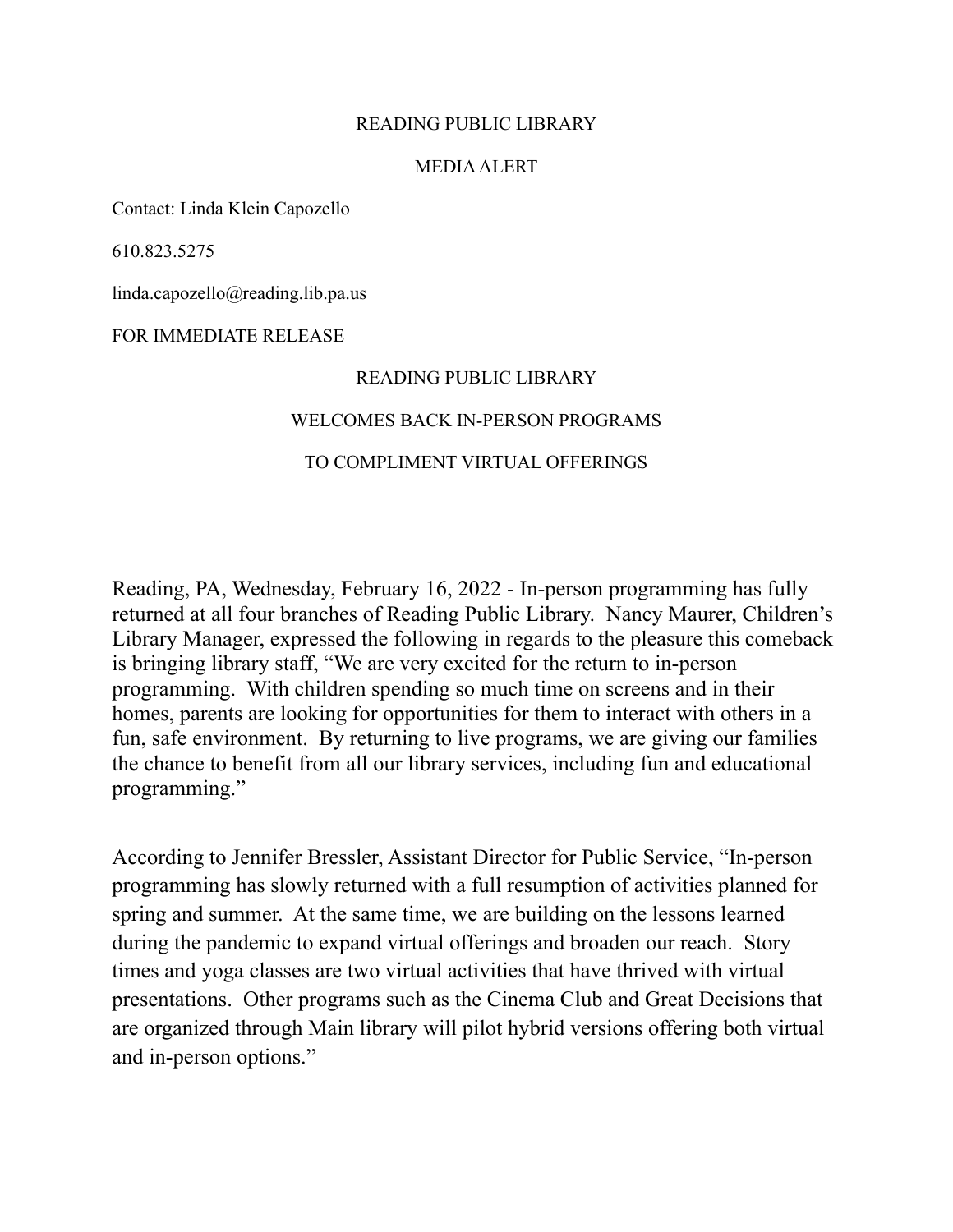READING PUBLIC LIBRARY

MEDIA ALERT

Contact: Linda Klein Capozello

610.823.5275

linda.capozello@reading.lib.pa.us

FOR IMMEDIATE RELEASE

# READING PUBLIC LIBRARY

# WELCOMES BACK IN-PERSON PROGRAMS

# TO COMPLIMENT VIRTUAL OFFERINGS

Reading, PA, Wednesday, February 16, 2022 - In-person programming has fully returned at all four branches of Reading Public Library. Nancy Maurer, Children's Library Manager, expressed the following in regards to the pleasure this comeback is bringing library staff, "We are very excited for the return to in-person programming. With children spending so much time on screens and in their homes, parents are looking for opportunities for them to interact with others in a fun, safe environment. By returning to live programs, we are giving our families the chance to benefit from all our library services, including fun and educational programming."

According to Jennifer Bressler, Assistant Director for Public Service, "In-person programming has slowly returned with a full resumption of activities planned for spring and summer. At the same time, we are building on the lessons learned during the pandemic to expand virtual offerings and broaden our reach. Story times and yoga classes are two virtual activities that have thrived with virtual presentations. Other programs such as the Cinema Club and Great Decisions that are organized through Main library will pilot hybrid versions offering both virtual and in-person options."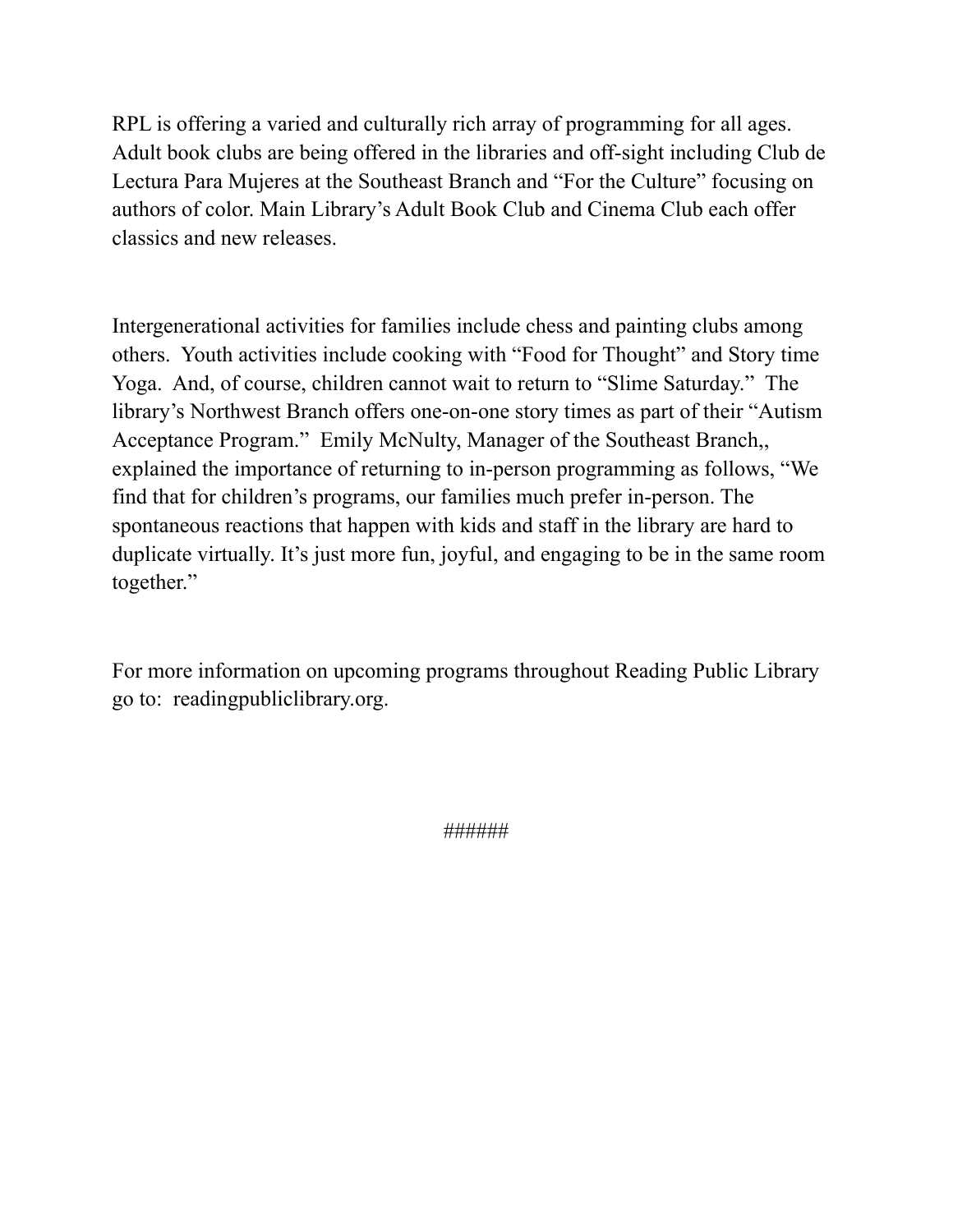RPL is offering a varied and culturally rich array of programming for all ages. Adult book clubs are being offered in the libraries and off-sight including Club de Lectura Para Mujeres at the Southeast Branch and "For the Culture" focusing on authors of color. Main Library's Adult Book Club and Cinema Club each offer classics and new releases.

Intergenerational activities for families include chess and painting clubs among others. Youth activities include cooking with "Food for Thought" and Story time Yoga. And, of course, children cannot wait to return to "Slime Saturday." The library's Northwest Branch offers one-on-one story times as part of their "Autism Acceptance Program." Emily McNulty, Manager of the Southeast Branch,, explained the importance of returning to in-person programming as follows, "We find that for children's programs, our families much prefer in-person. The spontaneous reactions that happen with kids and staff in the library are hard to duplicate virtually. It's just more fun, joyful, and engaging to be in the same room together."

For more information on upcoming programs throughout Reading Public Library go to: readingpubliclibrary.org.

######